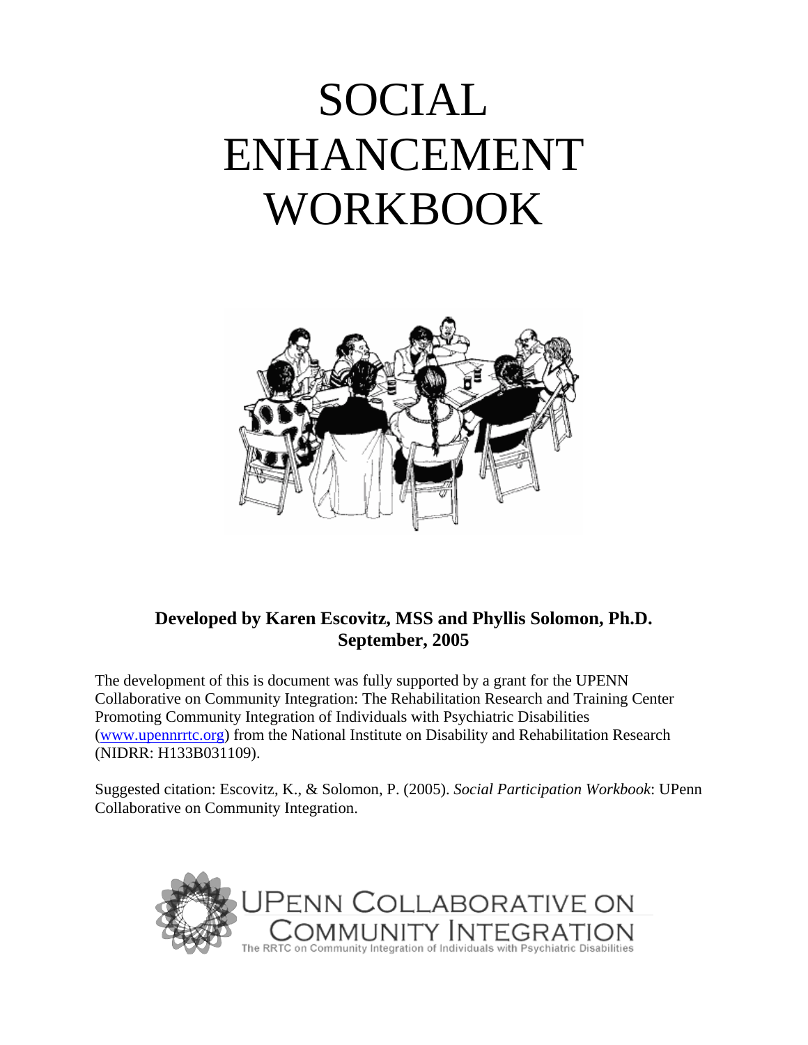# SOCIAL ENHANCEMENT WORKBOOK

**Developed by Karen Escovitz, MSS and Phyllis Solomon, Ph.D.**
**September, 2005**

The development of this is document was fully supported by a grant for the UPENN Collaborative on Community Integration: The Rehabilitation Research and Training Center Promoting Community Integration of Individuals with Psychiatric Disabilities (www.upennrrtc.org) from the National Institute on Disability and Rehabilitation Research (NIDRR: H133B031109).

Suggested citation: Escovitz, K., & Solomon, P. (2005). *Social Participation Workbook*: UPenn Collaborative on Community Integration.

UPENN COLLABORATIVE ON COMMUNITY INTEGRATION
The RRTC on Community Integration of Individuals with Psychiatric Disabilities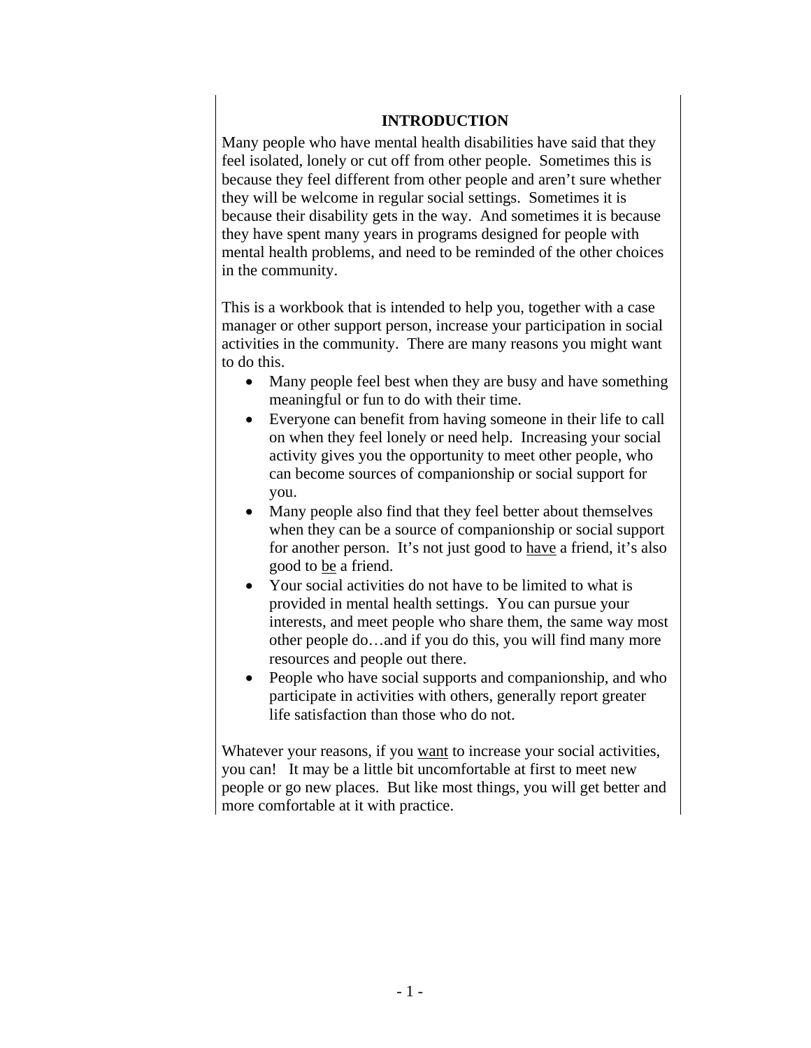# INTRODUCTION

Many people who have mental health disabilities have said that they feel isolated, lonely or cut off from other people. Sometimes this is because they feel different from other people and aren't sure whether they will be welcome in regular social settings. Sometimes it is because their disability gets in the way. And sometimes it is because they have spent many years in programs designed for people with mental health problems, and need to be reminded of the other choices in the community.

This is a workbook that is intended to help you, together with a case manager or other support person, increase your participation in social activities in the community. There are many reasons you might want to do this.

- Many people feel best when they are busy and have something meaningful or fun to do with their time.
- Everyone can benefit from having someone in their life to call on when they feel lonely or need help. Increasing your social activity gives you the opportunity to meet other people, who can become sources of companionship or social support for you.
- Many people also find that they feel better about themselves when they can be a source of companionship or social support for another person. It's not just good to <u>have</u> a friend, it's also good to <u>be</u> a friend.
- Your social activities do not have to be limited to what is provided in mental health settings. You can pursue your interests, and meet people who share them, the same way most other people do…and if you do this, you will find many more resources and people out there.
- People who have social supports and companionship, and who participate in activities with others, generally report greater life satisfaction than those who do not.

Whatever your reasons, if you <u>want</u> to increase your social activities, you can! It may be a little bit uncomfortable at first to meet new people or go new places. But like most things, you will get better and more comfortable at it with practice.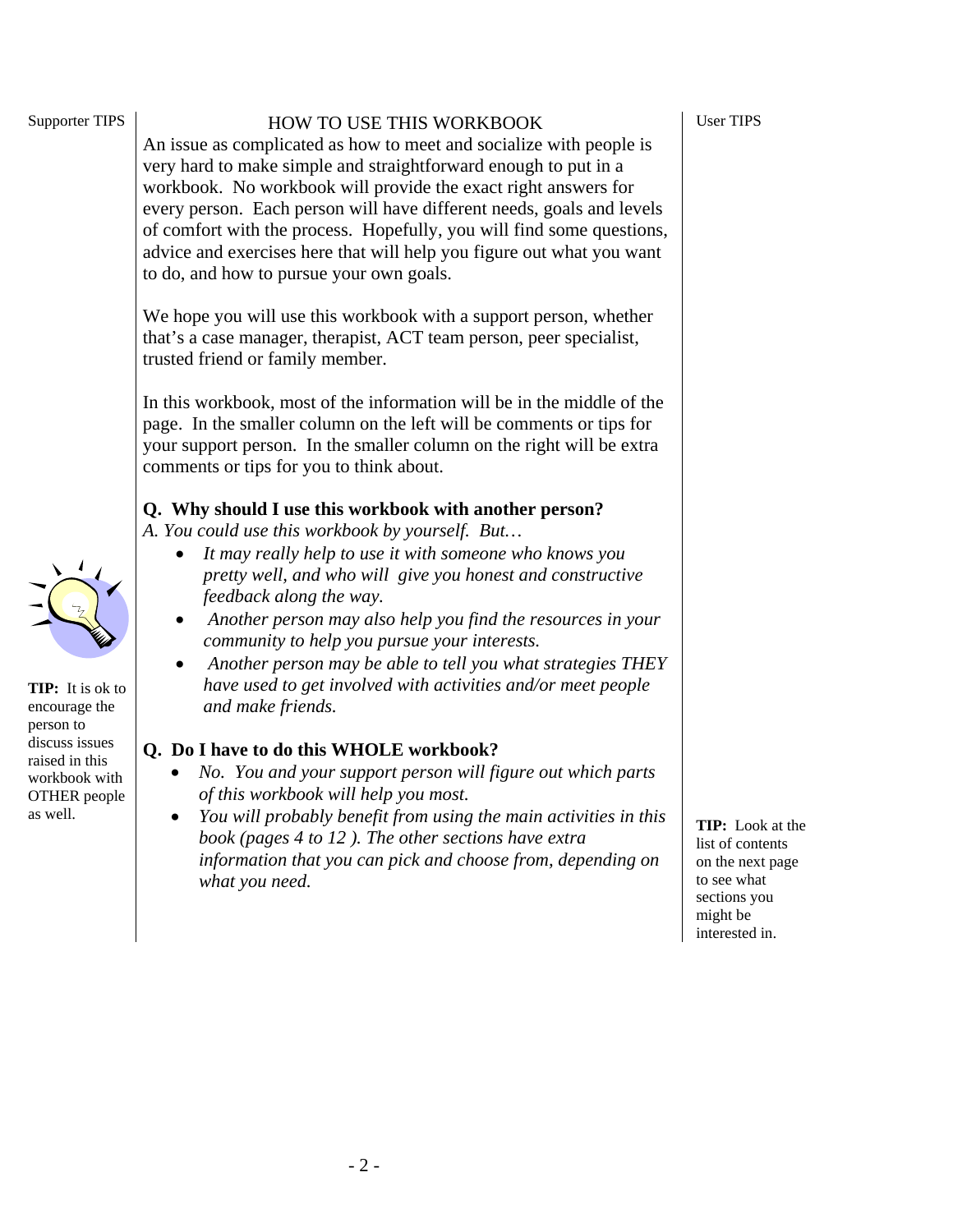## HOW TO USE THIS WORKBOOK

Supporter TIPS | User TIPS

An issue as complicated as how to meet and socialize with people is very hard to make simple and straightforward enough to put in a workbook. No workbook will provide the exact right answers for every person. Each person will have different needs, goals and levels of comfort with the process. Hopefully, you will find some questions, advice and exercises here that will help you figure out what you want to do, and how to pursue your own goals.

We hope you will use this workbook with a support person, whether that's a case manager, therapist, ACT team person, peer specialist, trusted friend or family member.

In this workbook, most of the information will be in the middle of the page. In the smaller column on the left will be comments or tips for your support person. In the smaller column on the right will be extra comments or tips for you to think about.

**Q. Why should I use this workbook with another person?**

*A. You could use this workbook by yourself. But…*

- *It may really help to use it with someone who knows you pretty well, and who will give you honest and constructive feedback along the way.*
- *Another person may also help you find the resources in your community to help you pursue your interests.*
- *Another person may be able to tell you what strategies THEY have used to get involved with activities and/or meet people and make friends.*

**TIP:** It is ok to encourage the person to discuss issues raised in this workbook with OTHER people as well.

**Q. Do I have to do this WHOLE workbook?**

- *No. You and your support person will figure out which parts of this workbook will help you most.*
- *You will probably benefit from using the main activities in this book (pages 4 to 12 ). The other sections have extra information that you can pick and choose from, depending on what you need.*

**TIP:** Look at the list of contents on the next page to see what sections you might be interested in.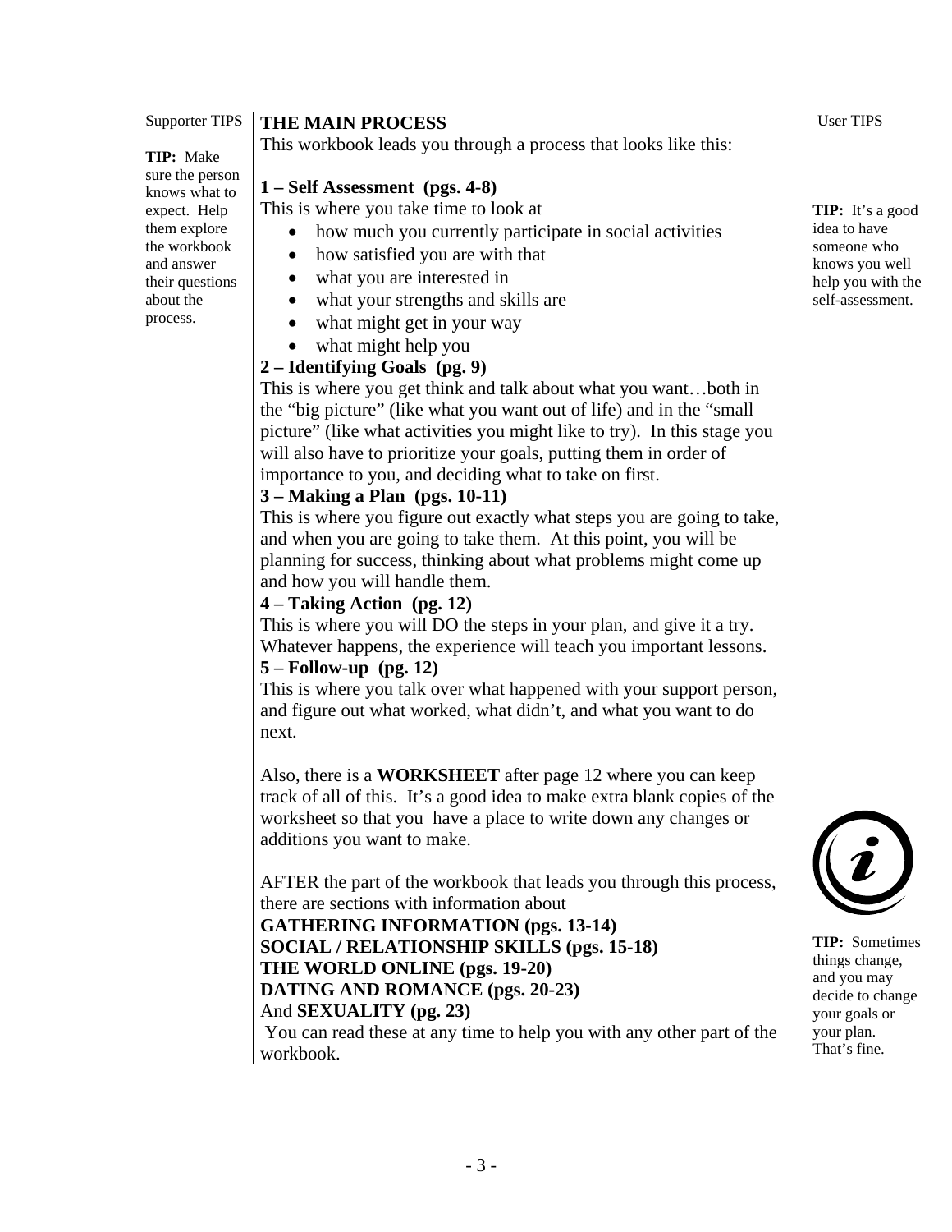Supporter TIPS

**TIP:** Make sure the person knows what to expect. Help them explore the workbook and answer their questions about the process.

## THE MAIN PROCESS

This workbook leads you through a process that looks like this:

**1 – Self Assessment (pgs. 4-8)**

This is where you take time to look at

- how much you currently participate in social activities
- how satisfied you are with that
- what you are interested in
- what your strengths and skills are
- what might get in your way
- what might help you

**2 – Identifying Goals (pg. 9)**

This is where you get think and talk about what you want…both in the "big picture" (like what you want out of life) and in the "small picture" (like what activities you might like to try). In this stage you will also have to prioritize your goals, putting them in order of importance to you, and deciding what to take on first.

**3 – Making a Plan (pgs. 10-11)**

This is where you figure out exactly what steps you are going to take, and when you are going to take them. At this point, you will be planning for success, thinking about what problems might come up and how you will handle them.

**4 – Taking Action (pg. 12)**

This is where you will DO the steps in your plan, and give it a try. Whatever happens, the experience will teach you important lessons.

**5 – Follow-up (pg. 12)**

This is where you talk over what happened with your support person, and figure out what worked, what didn't, and what you want to do next.

Also, there is a **WORKSHEET** after page 12 where you can keep track of all of this. It's a good idea to make extra blank copies of the worksheet so that you have a place to write down any changes or additions you want to make.

AFTER the part of the workbook that leads you through this process, there are sections with information about

**GATHERING INFORMATION (pgs. 13-14)**
**SOCIAL / RELATIONSHIP SKILLS (pgs. 15-18)**
**THE WORLD ONLINE (pgs. 19-20)**
**DATING AND ROMANCE (pgs. 20-23)**
And **SEXUALITY (pg. 23)**

You can read these at any time to help you with any other part of the workbook.

User TIPS

**TIP:** It's a good idea to have someone who knows you well help you with the self-assessment.

**TIP:** Sometimes things change, and you may decide to change your goals or your plan. That's fine.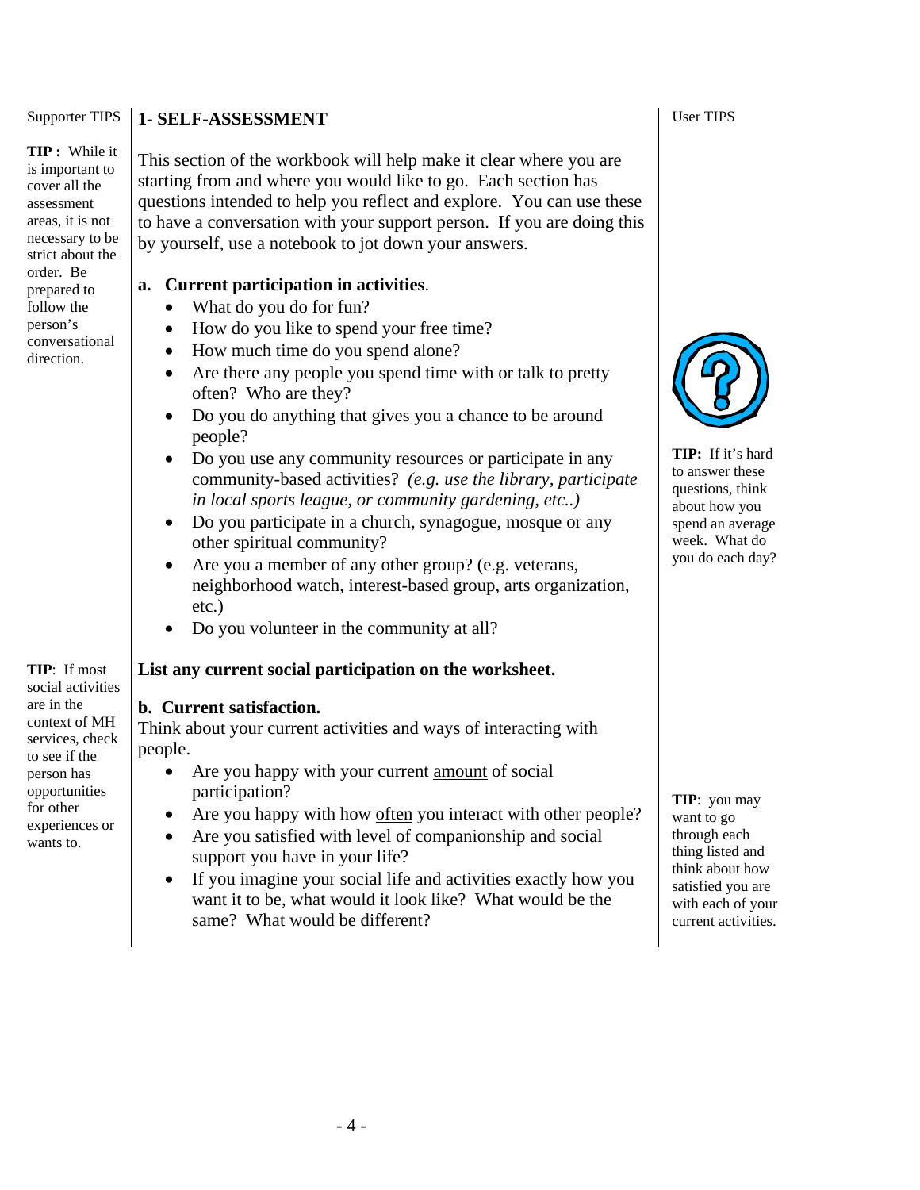## 1- SELF-ASSESSMENT

Supporter TIPS

**TIP :** While it is important to cover all the assessment areas, it is not necessary to be strict about the order. Be prepared to follow the person's conversational direction.

This section of the workbook will help make it clear where you are starting from and where you would like to go. Each section has questions intended to help you reflect and explore. You can use these to have a conversation with your support person. If you are doing this by yourself, use a notebook to jot down your answers.

### a. Current participation in activities.

- What do you do for fun?
- How do you like to spend your free time?
- How much time do you spend alone?
- Are there any people you spend time with or talk to pretty often? Who are they?
- Do you do anything that gives you a chance to be around people?
- Do you use any community resources or participate in any community-based activities? *(e.g. use the library, participate in local sports league, or community gardening, etc..)*
- Do you participate in a church, synagogue, mosque or any other spiritual community?
- Are you a member of any other group? (e.g. veterans, neighborhood watch, interest-based group, arts organization, etc.)
- Do you volunteer in the community at all?

User TIPS

**TIP:** If it's hard to answer these questions, think about how you spend an average week. What do you do each day?

**List any current social participation on the worksheet.**

**TIP**: If most social activities are in the context of MH services, check to see if the person has opportunities for other experiences or wants to.

### b. Current satisfaction.

Think about your current activities and ways of interacting with people.

- Are you happy with your current amount of social participation?
- Are you happy with how often you interact with other people?
- Are you satisfied with level of companionship and social support you have in your life?
- If you imagine your social life and activities exactly how you want it to be, what would it look like? What would be the same? What would be different?

**TIP**: you may want to go through each thing listed and think about how satisfied you are with each of your current activities.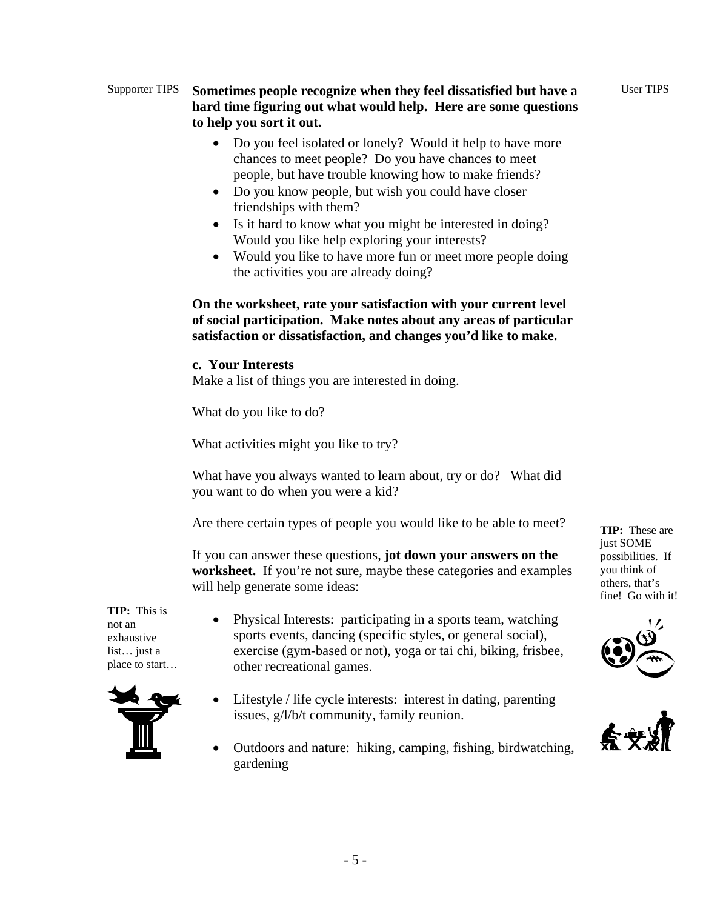Supporter TIPS

User TIPS

**Sometimes people recognize when they feel dissatisfied but have a hard time figuring out what would help. Here are some questions to help you sort it out.**

- Do you feel isolated or lonely? Would it help to have more chances to meet people? Do you have chances to meet people, but have trouble knowing how to make friends?
- Do you know people, but wish you could have closer friendships with them?
- Is it hard to know what you might be interested in doing? Would you like help exploring your interests?
- Would you like to have more fun or meet more people doing the activities you are already doing?

**On the worksheet, rate your satisfaction with your current level of social participation. Make notes about any areas of particular satisfaction or dissatisfaction, and changes you'd like to make.**

**c. Your Interests**

Make a list of things you are interested in doing.

What do you like to do?

What activities might you like to try?

What have you always wanted to learn about, try or do? What did you want to do when you were a kid?

Are there certain types of people you would like to be able to meet?

If you can answer these questions, **jot down your answers on the worksheet.** If you're not sure, maybe these categories and examples will help generate some ideas:

**TIP:** These are just SOME possibilities. If you think of others, that's fine! Go with it!

**TIP:** This is not an exhaustive list… just a place to start…

- Physical Interests: participating in a sports team, watching sports events, dancing (specific styles, or general social), exercise (gym-based or not), yoga or tai chi, biking, frisbee, other recreational games.
- Lifestyle / life cycle interests: interest in dating, parenting issues, g/l/b/t community, family reunion.
- Outdoors and nature: hiking, camping, fishing, birdwatching, gardening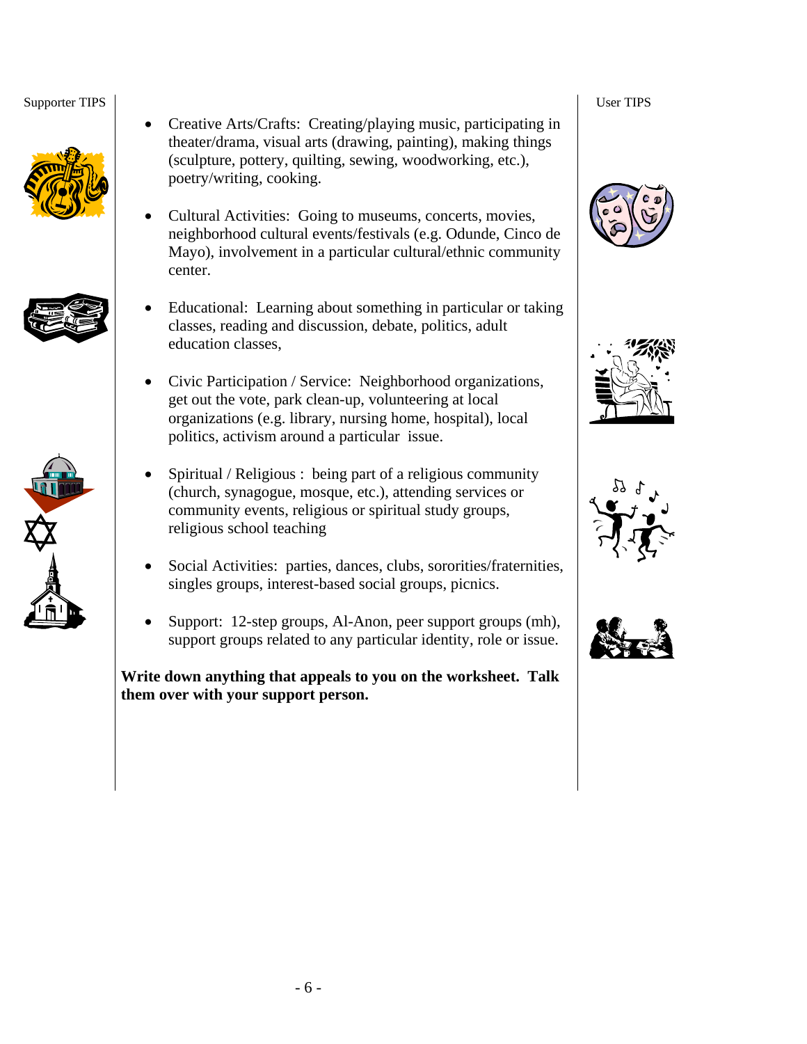Supporter TIPS

User TIPS

- Creative Arts/Crafts: Creating/playing music, participating in theater/drama, visual arts (drawing, painting), making things (sculpture, pottery, quilting, sewing, woodworking, etc.), poetry/writing, cooking.
- Cultural Activities: Going to museums, concerts, movies, neighborhood cultural events/festivals (e.g. Odunde, Cinco de Mayo), involvement in a particular cultural/ethnic community center.
- Educational: Learning about something in particular or taking classes, reading and discussion, debate, politics, adult education classes,
- Civic Participation / Service: Neighborhood organizations, get out the vote, park clean-up, volunteering at local organizations (e.g. library, nursing home, hospital), local politics, activism around a particular issue.
- Spiritual / Religious : being part of a religious community (church, synagogue, mosque, etc.), attending services or community events, religious or spiritual study groups, religious school teaching
- Social Activities: parties, dances, clubs, sororities/fraternities, singles groups, interest-based social groups, picnics.
- Support: 12-step groups, Al-Anon, peer support groups (mh), support groups related to any particular identity, role or issue.

**Write down anything that appeals to you on the worksheet. Talk them over with your support person.**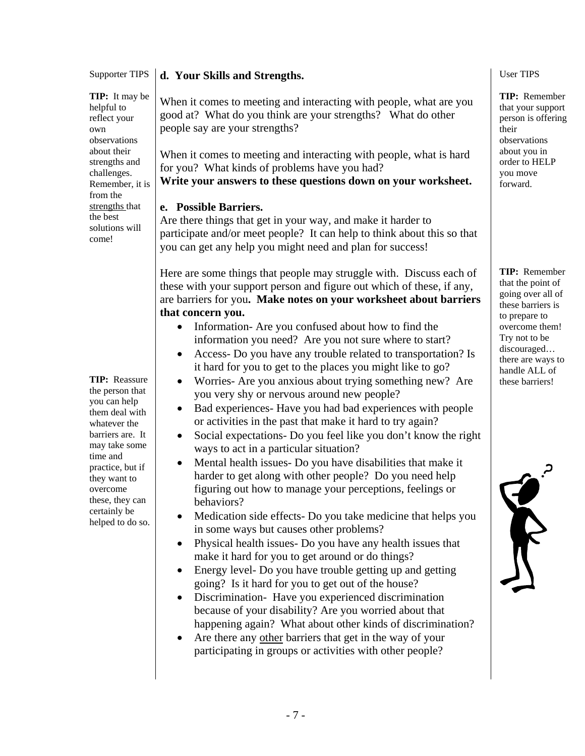Supporter TIPS

**TIP:** It may be helpful to reflect your own observations about their strengths and challenges. Remember, it is from the strengths that the best solutions will come!

**d. Your Skills and Strengths.**

When it comes to meeting and interacting with people, what are you good at? What do you think are your strengths? What do other people say are your strengths?

When it comes to meeting and interacting with people, what is hard for you? What kinds of problems have you had?
**Write your answers to these questions down on your worksheet.**

User TIPS

**TIP:** Remember that your support person is offering their observations about you in order to HELP you move forward.

**e. Possible Barriers.**
Are there things that get in your way, and make it harder to participate and/or meet people? It can help to think about this so that you can get any help you might need and plan for success!

Here are some things that people may struggle with. Discuss each of these with your support person and figure out which of these, if any, are barriers for you**. Make notes on your worksheet about barriers that concern you.**

- Information- Are you confused about how to find the information you need? Are you not sure where to start?
- Access- Do you have any trouble related to transportation? Is it hard for you to get to the places you might like to go?
- Worries- Are you anxious about trying something new? Are you very shy or nervous around new people?
- Bad experiences- Have you had bad experiences with people or activities in the past that make it hard to try again?
- Social expectations- Do you feel like you don't know the right ways to act in a particular situation?
- Mental health issues- Do you have disabilities that make it harder to get along with other people? Do you need help figuring out how to manage your perceptions, feelings or behaviors?
- Medication side effects- Do you take medicine that helps you in some ways but causes other problems?
- Physical health issues- Do you have any health issues that make it hard for you to get around or do things?
- Energy level- Do you have trouble getting up and getting going? Is it hard for you to get out of the house?
- Discrimination- Have you experienced discrimination because of your disability? Are you worried about that happening again? What about other kinds of discrimination?
- Are there any other barriers that get in the way of your participating in groups or activities with other people?

**TIP:** Reassure the person that you can help them deal with whatever the barriers are. It may take some time and practice, but if they want to overcome these, they can certainly be helped to do so.

**TIP:** Remember that the point of going over all of these barriers is to prepare to overcome them! Try not to be discouraged… there are ways to handle ALL of these barriers!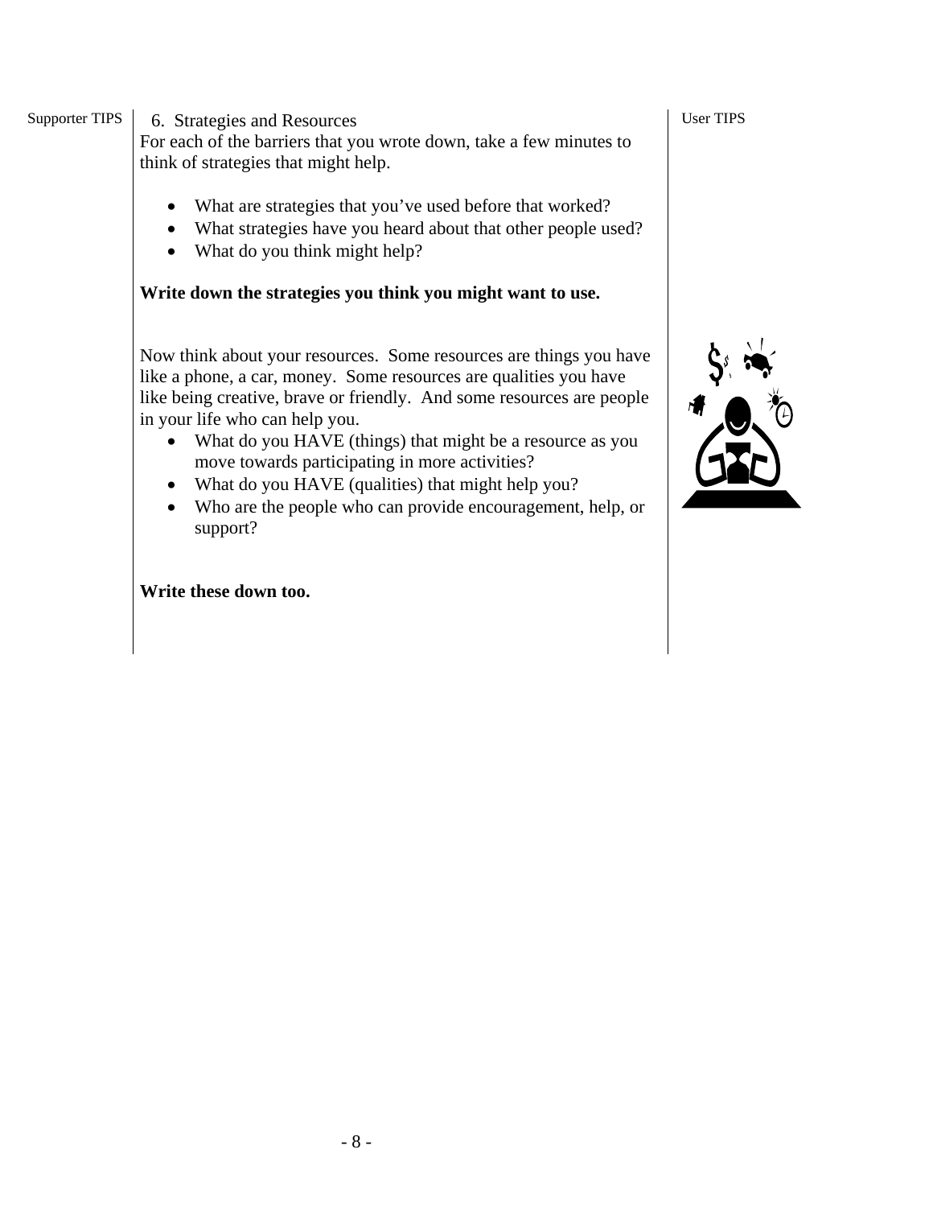Supporter TIPS

## 6. Strategies and Resources

For each of the barriers that you wrote down, take a few minutes to think of strategies that might help.

- What are strategies that you've used before that worked?
- What strategies have you heard about that other people used?
- What do you think might help?

**Write down the strategies you think you might want to use.**

Now think about your resources. Some resources are things you have like a phone, a car, money. Some resources are qualities you have like being creative, brave or friendly. And some resources are people in your life who can help you.

- What do you HAVE (things) that might be a resource as you move towards participating in more activities?
- What do you HAVE (qualities) that might help you?
- Who are the people who can provide encouragement, help, or support?

**Write these down too.**

User TIPS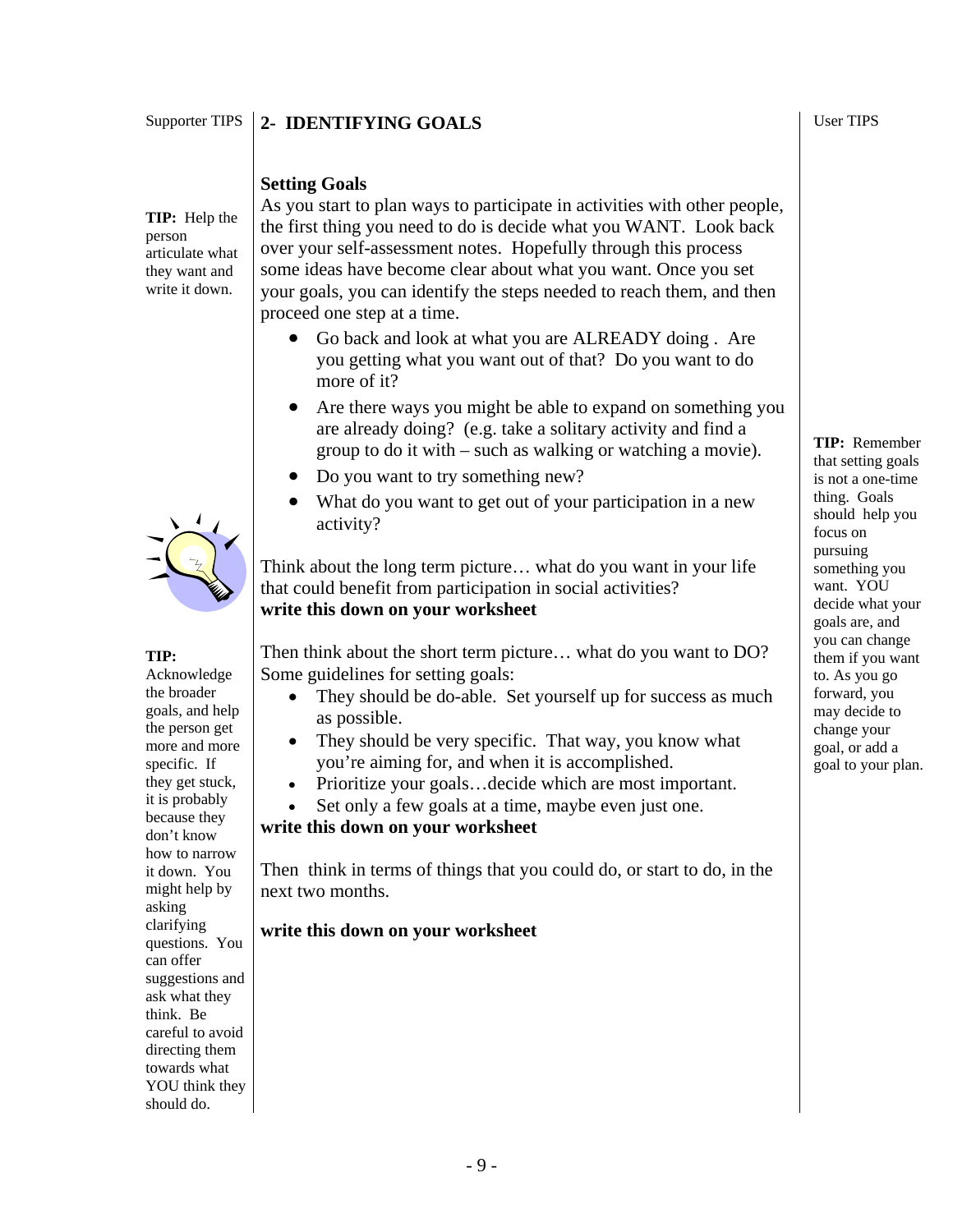Supporter TIPS

## 2- IDENTIFYING GOALS

User TIPS

**TIP:** Help the person articulate what they want and write it down.

### Setting Goals

As you start to plan ways to participate in activities with other people, the first thing you need to do is decide what you WANT. Look back over your self-assessment notes. Hopefully through this process some ideas have become clear about what you want. Once you set your goals, you can identify the steps needed to reach them, and then proceed one step at a time.

- Go back and look at what you are ALREADY doing . Are you getting what you want out of that? Do you want to do more of it?
- Are there ways you might be able to expand on something you are already doing? (e.g. take a solitary activity and find a group to do it with – such as walking or watching a movie).
- Do you want to try something new?
- What do you want to get out of your participation in a new activity?

**TIP:** Remember that setting goals is not a one-time thing. Goals should help you focus on pursuing something you want. YOU decide what your goals are, and you can change them if you want to. As you go forward, you may decide to change your goal, or add a goal to your plan.

Think about the long term picture… what do you want in your life that could benefit from participation in social activities?
**write this down on your worksheet**

**TIP:** Acknowledge the broader goals, and help the person get more and more specific. If they get stuck, it is probably because they don't know how to narrow it down. You might help by asking clarifying questions. You can offer suggestions and ask what they think. Be careful to avoid directing them towards what YOU think they should do.

Then think about the short term picture… what do you want to DO? Some guidelines for setting goals:

- They should be do-able. Set yourself up for success as much as possible.
- They should be very specific. That way, you know what you're aiming for, and when it is accomplished.
- Prioritize your goals…decide which are most important.
- Set only a few goals at a time, maybe even just one.

**write this down on your worksheet**

Then think in terms of things that you could do, or start to do, in the next two months.

**write this down on your worksheet**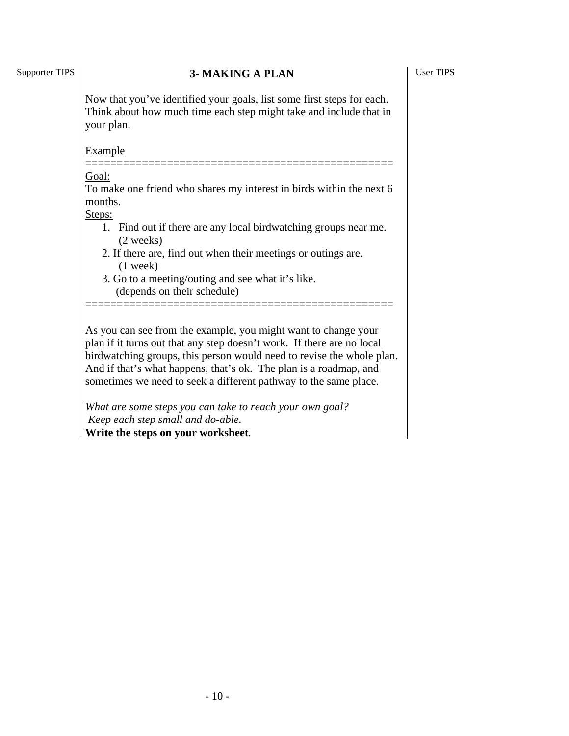Supporter TIPS

## 3- MAKING A PLAN

User TIPS

Now that you've identified your goals, list some first steps for each. Think about how much time each step might take and include that in your plan.

Example

==================================================

Goal:

To make one friend who shares my interest in birds within the next 6 months.

Steps:

1. Find out if there are any local birdwatching groups near me. (2 weeks)
2. If there are, find out when their meetings or outings are. (1 week)
3. Go to a meeting/outing and see what it's like. (depends on their schedule)

==================================================

As you can see from the example, you might want to change your plan if it turns out that any step doesn't work. If there are no local birdwatching groups, this person would need to revise the whole plan. And if that's what happens, that's ok. The plan is a roadmap, and sometimes we need to seek a different pathway to the same place.

*What are some steps you can take to reach your own goal? Keep each step small and do-able.*

**Write the steps on your worksheet**.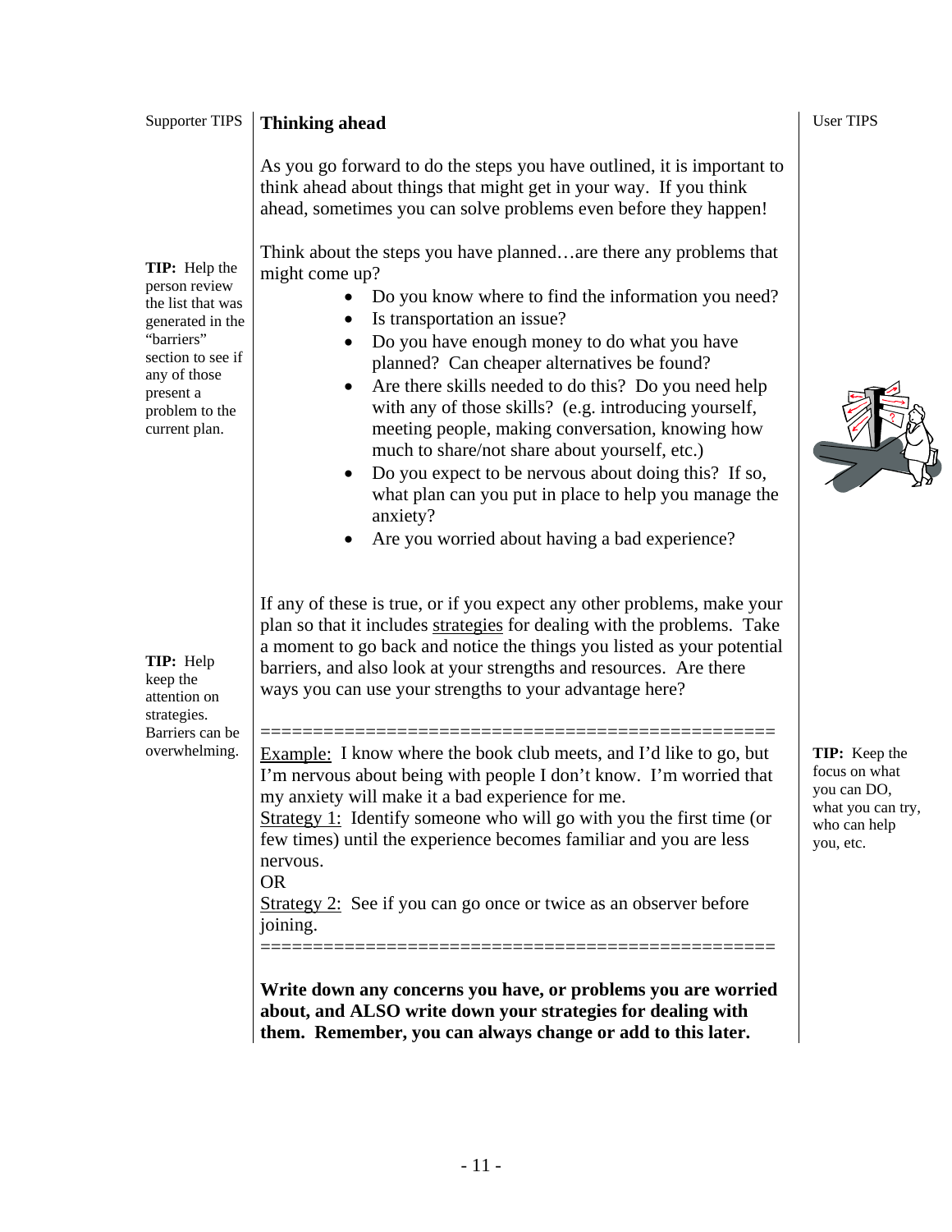Supporter TIPS

## Thinking ahead

User TIPS

As you go forward to do the steps you have outlined, it is important to think ahead about things that might get in your way. If you think ahead, sometimes you can solve problems even before they happen!

**TIP:** Help the person review the list that was generated in the "barriers" section to see if any of those present a problem to the current plan.

Think about the steps you have planned…are there any problems that might come up?

- Do you know where to find the information you need?
- Is transportation an issue?
- Do you have enough money to do what you have planned? Can cheaper alternatives be found?
- Are there skills needed to do this? Do you need help with any of those skills? (e.g. introducing yourself, meeting people, making conversation, knowing how much to share/not share about yourself, etc.)
- Do you expect to be nervous about doing this? If so, what plan can you put in place to help you manage the anxiety?
- Are you worried about having a bad experience?

**TIP:** Help keep the attention on strategies. Barriers can be overwhelming.

If any of these is true, or if you expect any other problems, make your plan so that it includes strategies for dealing with the problems. Take a moment to go back and notice the things you listed as your potential barriers, and also look at your strengths and resources. Are there ways you can use your strengths to your advantage here?

==================================================

Example: I know where the book club meets, and I'd like to go, but I'm nervous about being with people I don't know. I'm worried that my anxiety will make it a bad experience for me.

Strategy 1: Identify someone who will go with you the first time (or few times) until the experience becomes familiar and you are less nervous.

OR

Strategy 2: See if you can go once or twice as an observer before joining.

==================================================

**TIP:** Keep the focus on what you can DO, what you can try, who can help you, etc.

**Write down any concerns you have, or problems you are worried about, and ALSO write down your strategies for dealing with them. Remember, you can always change or add to this later.**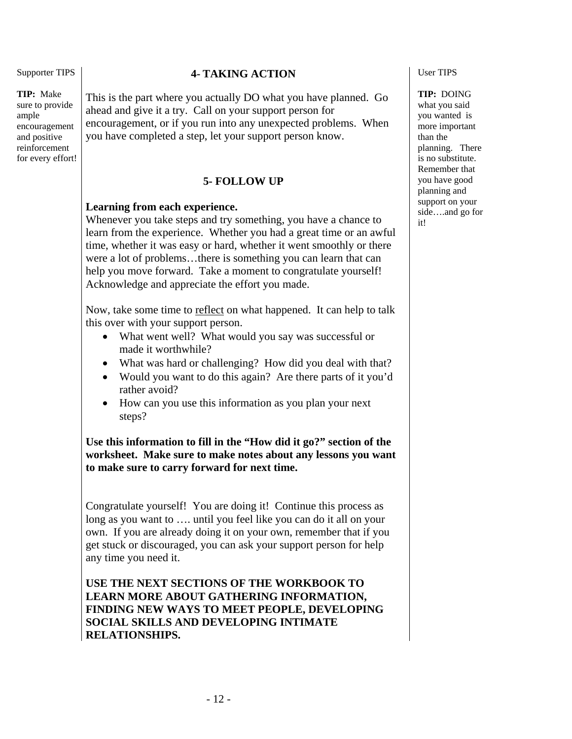Supporter TIPS

**TIP:** Make sure to provide ample encouragement and positive reinforcement for every effort!

## 4- TAKING ACTION

This is the part where you actually DO what you have planned. Go ahead and give it a try. Call on your support person for encouragement, or if you run into any unexpected problems. When you have completed a step, let your support person know.

User TIPS

**TIP:** DOING what you said you wanted is more important than the planning. There is no substitute. Remember that you have good planning and support on your side….and go for it!

## 5- FOLLOW UP

**Learning from each experience.**
Whenever you take steps and try something, you have a chance to learn from the experience. Whether you had a great time or an awful time, whether it was easy or hard, whether it went smoothly or there were a lot of problems…there is something you can learn that can help you move forward. Take a moment to congratulate yourself! Acknowledge and appreciate the effort you made.

Now, take some time to <u>reflect</u> on what happened. It can help to talk this over with your support person.

- What went well? What would you say was successful or made it worthwhile?
- What was hard or challenging? How did you deal with that?
- Would you want to do this again? Are there parts of it you'd rather avoid?
- How can you use this information as you plan your next steps?

**Use this information to fill in the "How did it go?" section of the worksheet. Make sure to make notes about any lessons you want to make sure to carry forward for next time.**

Congratulate yourself! You are doing it! Continue this process as long as you want to …. until you feel like you can do it all on your own. If you are already doing it on your own, remember that if you get stuck or discouraged, you can ask your support person for help any time you need it.

**USE THE NEXT SECTIONS OF THE WORKBOOK TO LEARN MORE ABOUT GATHERING INFORMATION, FINDING NEW WAYS TO MEET PEOPLE, DEVELOPING SOCIAL SKILLS AND DEVELOPING INTIMATE RELATIONSHIPS.**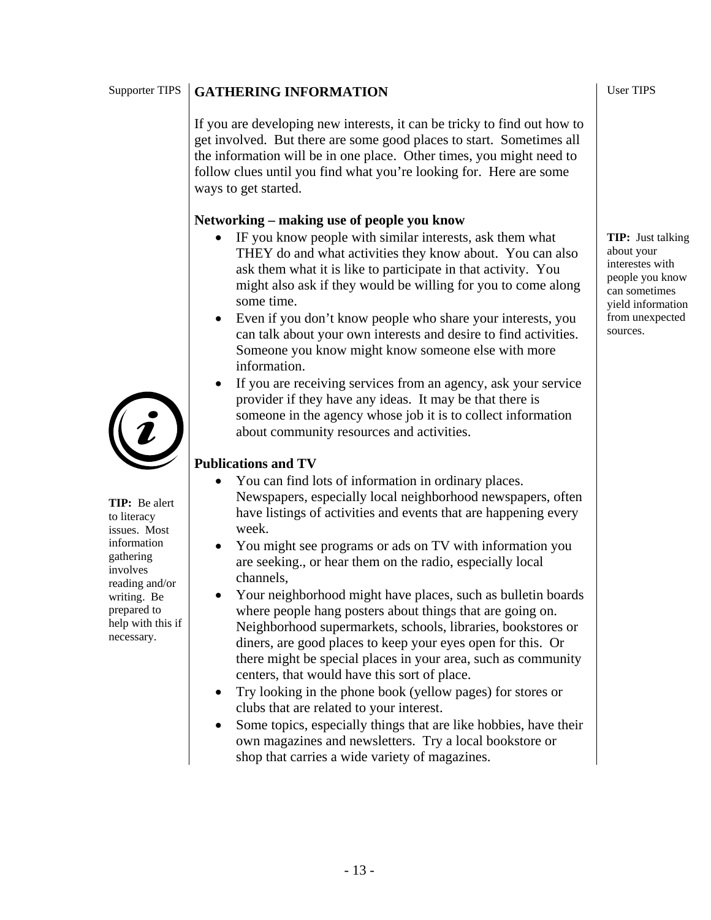Supporter TIPS

## GATHERING INFORMATION

User TIPS

If you are developing new interests, it can be tricky to find out how to get involved. But there are some good places to start. Sometimes all the information will be in one place. Other times, you might need to follow clues until you find what you're looking for. Here are some ways to get started.

### Networking – making use of people you know

- IF you know people with similar interests, ask them what THEY do and what activities they know about. You can also ask them what it is like to participate in that activity. You might also ask if they would be willing for you to come along some time.
- Even if you don't know people who share your interests, you can talk about your own interests and desire to find activities. Someone you know might know someone else with more information.
- If you are receiving services from an agency, ask your service provider if they have any ideas. It may be that there is someone in the agency whose job it is to collect information about community resources and activities.

**TIP:** Just talking about your interestes with people you know can sometimes yield information from unexpected sources.

### Publications and TV

- You can find lots of information in ordinary places. Newspapers, especially local neighborhood newspapers, often have listings of activities and events that are happening every week.
- You might see programs or ads on TV with information you are seeking., or hear them on the radio, especially local channels,
- Your neighborhood might have places, such as bulletin boards where people hang posters about things that are going on. Neighborhood supermarkets, schools, libraries, bookstores or diners, are good places to keep your eyes open for this. Or there might be special places in your area, such as community centers, that would have this sort of place.
- Try looking in the phone book (yellow pages) for stores or clubs that are related to your interest.
- Some topics, especially things that are like hobbies, have their own magazines and newsletters. Try a local bookstore or shop that carries a wide variety of magazines.

**TIP:** Be alert to literacy issues. Most information gathering involves reading and/or writing. Be prepared to help with this if necessary.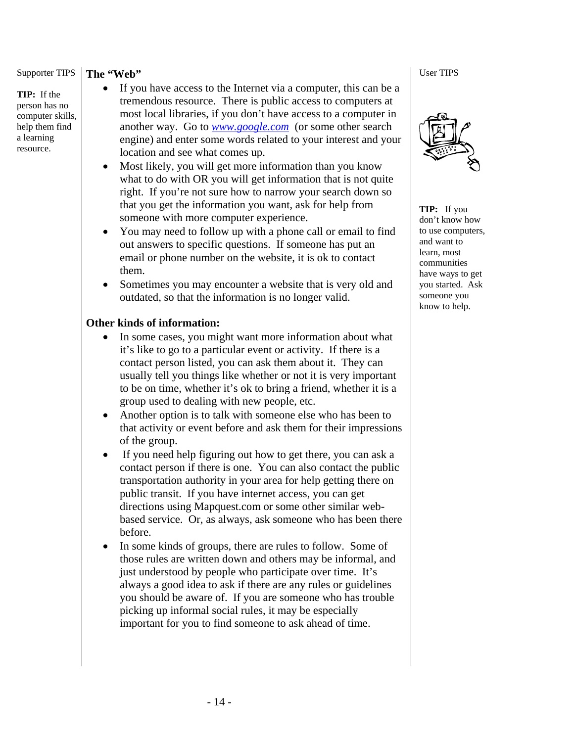Supporter TIPS

**TIP:** If the person has no computer skills, help them find a learning resource.

**The "Web"**

- If you have access to the Internet via a computer, this can be a tremendous resource. There is public access to computers at most local libraries, if you don't have access to a computer in another way. Go to *www.google.com* (or some other search engine) and enter some words related to your interest and your location and see what comes up.
- Most likely, you will get more information than you know what to do with OR you will get information that is not quite right. If you're not sure how to narrow your search down so that you get the information you want, ask for help from someone with more computer experience.
- You may need to follow up with a phone call or email to find out answers to specific questions. If someone has put an email or phone number on the website, it is ok to contact them.
- Sometimes you may encounter a website that is very old and outdated, so that the information is no longer valid.

**Other kinds of information:**

- In some cases, you might want more information about what it's like to go to a particular event or activity. If there is a contact person listed, you can ask them about it. They can usually tell you things like whether or not it is very important to be on time, whether it's ok to bring a friend, whether it is a group used to dealing with new people, etc.
- Another option is to talk with someone else who has been to that activity or event before and ask them for their impressions of the group.
- If you need help figuring out how to get there, you can ask a contact person if there is one. You can also contact the public transportation authority in your area for help getting there on public transit. If you have internet access, you can get directions using Mapquest.com or some other similar web-based service. Or, as always, ask someone who has been there before.
- In some kinds of groups, there are rules to follow. Some of those rules are written down and others may be informal, and just understood by people who participate over time. It's always a good idea to ask if there are any rules or guidelines you should be aware of. If you are someone who has trouble picking up informal social rules, it may be especially important for you to find someone to ask ahead of time.

User TIPS

**TIP:** If you don't know how to use computers, and want to learn, most communities have ways to get you started. Ask someone you know to help.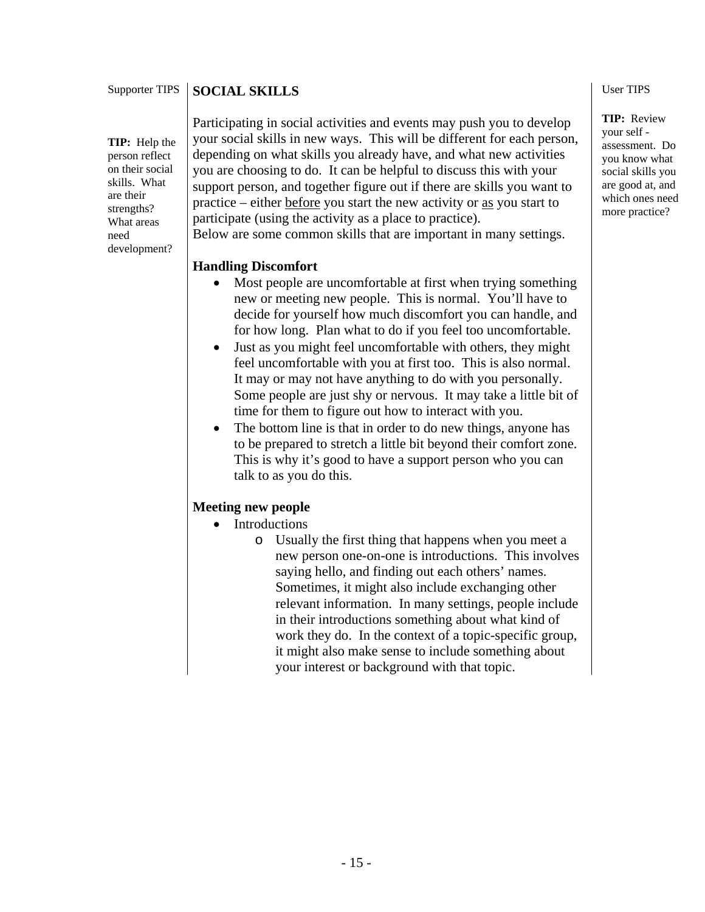Supporter TIPS

**TIP:** Help the person reflect on their social skills. What are their strengths? What areas need development?

## SOCIAL SKILLS

Participating in social activities and events may push you to develop your social skills in new ways. This will be different for each person, depending on what skills you already have, and what new activities you are choosing to do. It can be helpful to discuss this with your support person, and together figure out if there are skills you want to practice – either <u>before</u> you start the new activity or <u>as</u> you start to participate (using the activity as a place to practice).
Below are some common skills that are important in many settings.

User TIPS

**TIP:** Review your self - assessment. Do you know what social skills you are good at, and which ones need more practice?

### Handling Discomfort

- Most people are uncomfortable at first when trying something new or meeting new people. This is normal. You'll have to decide for yourself how much discomfort you can handle, and for how long. Plan what to do if you feel too uncomfortable.
- Just as you might feel uncomfortable with others, they might feel uncomfortable with you at first too. This is also normal. It may or may not have anything to do with you personally. Some people are just shy or nervous. It may take a little bit of time for them to figure out how to interact with you.
- The bottom line is that in order to do new things, anyone has to be prepared to stretch a little bit beyond their comfort zone. This is why it's good to have a support person who you can talk to as you do this.

### Meeting new people

- Introductions
  - Usually the first thing that happens when you meet a new person one-on-one is introductions. This involves saying hello, and finding out each others' names. Sometimes, it might also include exchanging other relevant information. In many settings, people include in their introductions something about what kind of work they do. In the context of a topic-specific group, it might also make sense to include something about your interest or background with that topic.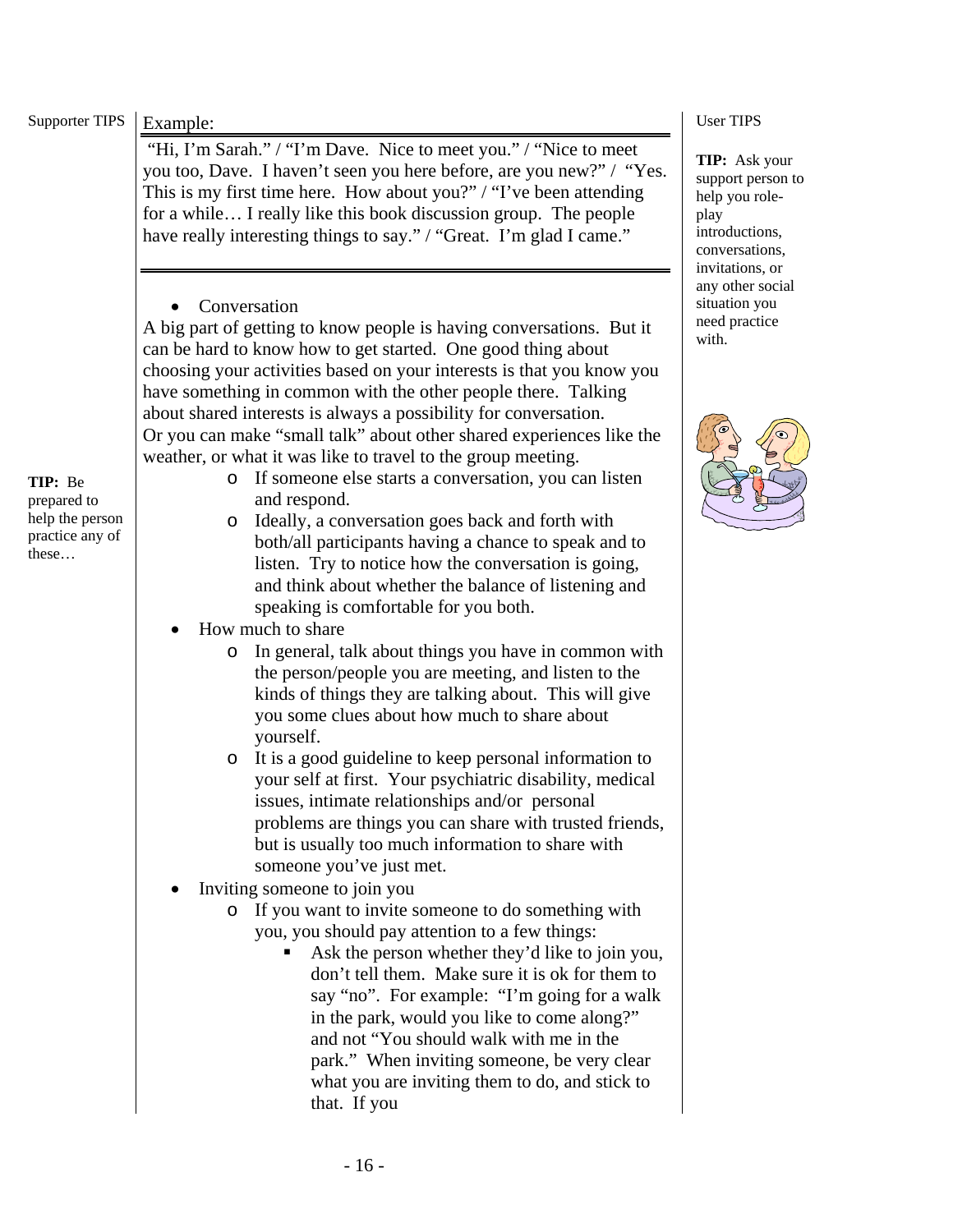Supporter TIPS

Example:

"Hi, I'm Sarah." / "I'm Dave. Nice to meet you." / "Nice to meet you too, Dave. I haven't seen you here before, are you new?" / "Yes. This is my first time here. How about you?" / "I've been attending for a while… I really like this book discussion group. The people have really interesting things to say." / "Great. I'm glad I came."

User TIPS

**TIP:** Ask your support person to help you role-play introductions, conversations, invitations, or any other social situation you need practice with.

- Conversation

A big part of getting to know people is having conversations. But it can be hard to know how to get started. One good thing about choosing your activities based on your interests is that you know you have something in common with the other people there. Talking about shared interests is always a possibility for conversation. Or you can make "small talk" about other shared experiences like the weather, or what it was like to travel to the group meeting.

**TIP:** Be prepared to help the person practice any of these…

  - If someone else starts a conversation, you can listen and respond.
  - Ideally, a conversation goes back and forth with both/all participants having a chance to speak and to listen. Try to notice how the conversation is going, and think about whether the balance of listening and speaking is comfortable for you both.
- How much to share
  - In general, talk about things you have in common with the person/people you are meeting, and listen to the kinds of things they are talking about. This will give you some clues about how much to share about yourself.
  - It is a good guideline to keep personal information to your self at first. Your psychiatric disability, medical issues, intimate relationships and/or personal problems are things you can share with trusted friends, but is usually too much information to share with someone you've just met.
- Inviting someone to join you
  - If you want to invite someone to do something with you, you should pay attention to a few things:
    - Ask the person whether they'd like to join you, don't tell them. Make sure it is ok for them to say "no". For example: "I'm going for a walk in the park, would you like to come along?" and not "You should walk with me in the park." When inviting someone, be very clear what you are inviting them to do, and stick to that. If you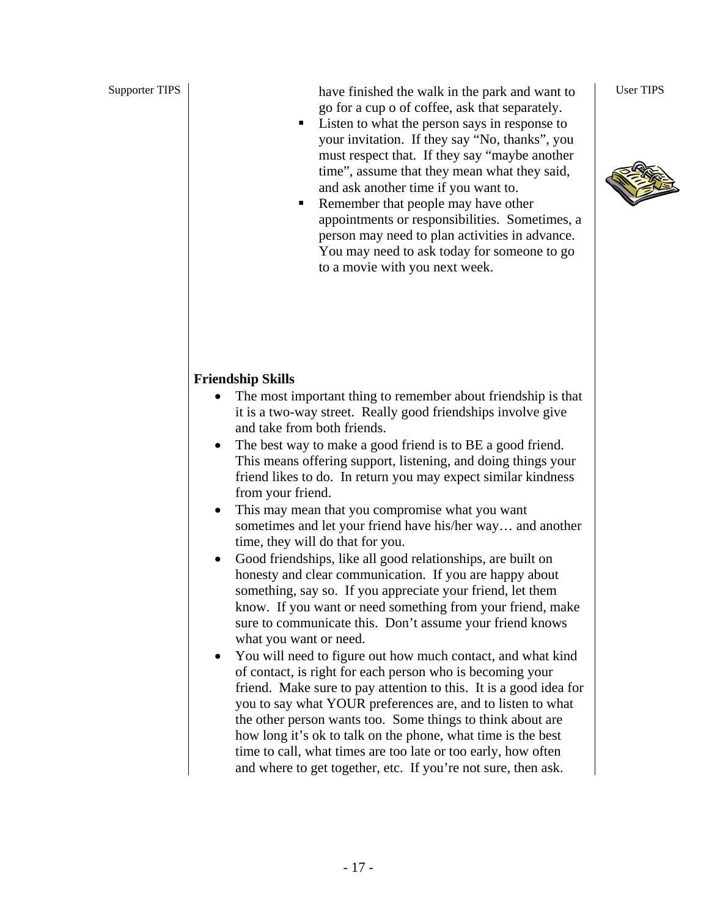have finished the walk in the park and want to go for a cup o of coffee, ask that separately.

- Listen to what the person says in response to your invitation. If they say "No, thanks", you must respect that. If they say "maybe another time", assume that they mean what they said, and ask another time if you want to.
- Remember that people may have other appointments or responsibilities. Sometimes, a person may need to plan activities in advance. You may need to ask today for someone to go to a movie with you next week.

**Friendship Skills**

- The most important thing to remember about friendship is that it is a two-way street. Really good friendships involve give and take from both friends.
- The best way to make a good friend is to BE a good friend. This means offering support, listening, and doing things your friend likes to do. In return you may expect similar kindness from your friend.
- This may mean that you compromise what you want sometimes and let your friend have his/her way… and another time, they will do that for you.
- Good friendships, like all good relationships, are built on honesty and clear communication. If you are happy about something, say so. If you appreciate your friend, let them know. If you want or need something from your friend, make sure to communicate this. Don't assume your friend knows what you want or need.
- You will need to figure out how much contact, and what kind of contact, is right for each person who is becoming your friend. Make sure to pay attention to this. It is a good idea for you to say what YOUR preferences are, and to listen to what the other person wants too. Some things to think about are how long it's ok to talk on the phone, what time is the best time to call, what times are too late or too early, how often and where to get together, etc. If you're not sure, then ask.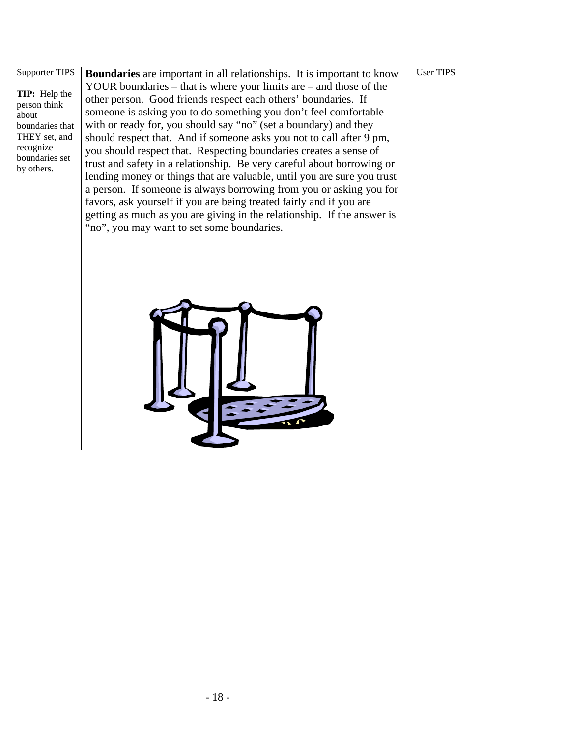Supporter TIPS

**TIP:** Help the person think about boundaries that THEY set, and recognize boundaries set by others.

**Boundaries** are important in all relationships. It is important to know YOUR boundaries – that is where your limits are – and those of the other person. Good friends respect each others' boundaries. If someone is asking you to do something you don't feel comfortable with or ready for, you should say "no" (set a boundary) and they should respect that. And if someone asks you not to call after 9 pm, you should respect that. Respecting boundaries creates a sense of trust and safety in a relationship. Be very careful about borrowing or lending money or things that are valuable, until you are sure you trust a person. If someone is always borrowing from you or asking you for favors, ask yourself if you are being treated fairly and if you are getting as much as you are giving in the relationship. If the answer is "no", you may want to set some boundaries.

User TIPS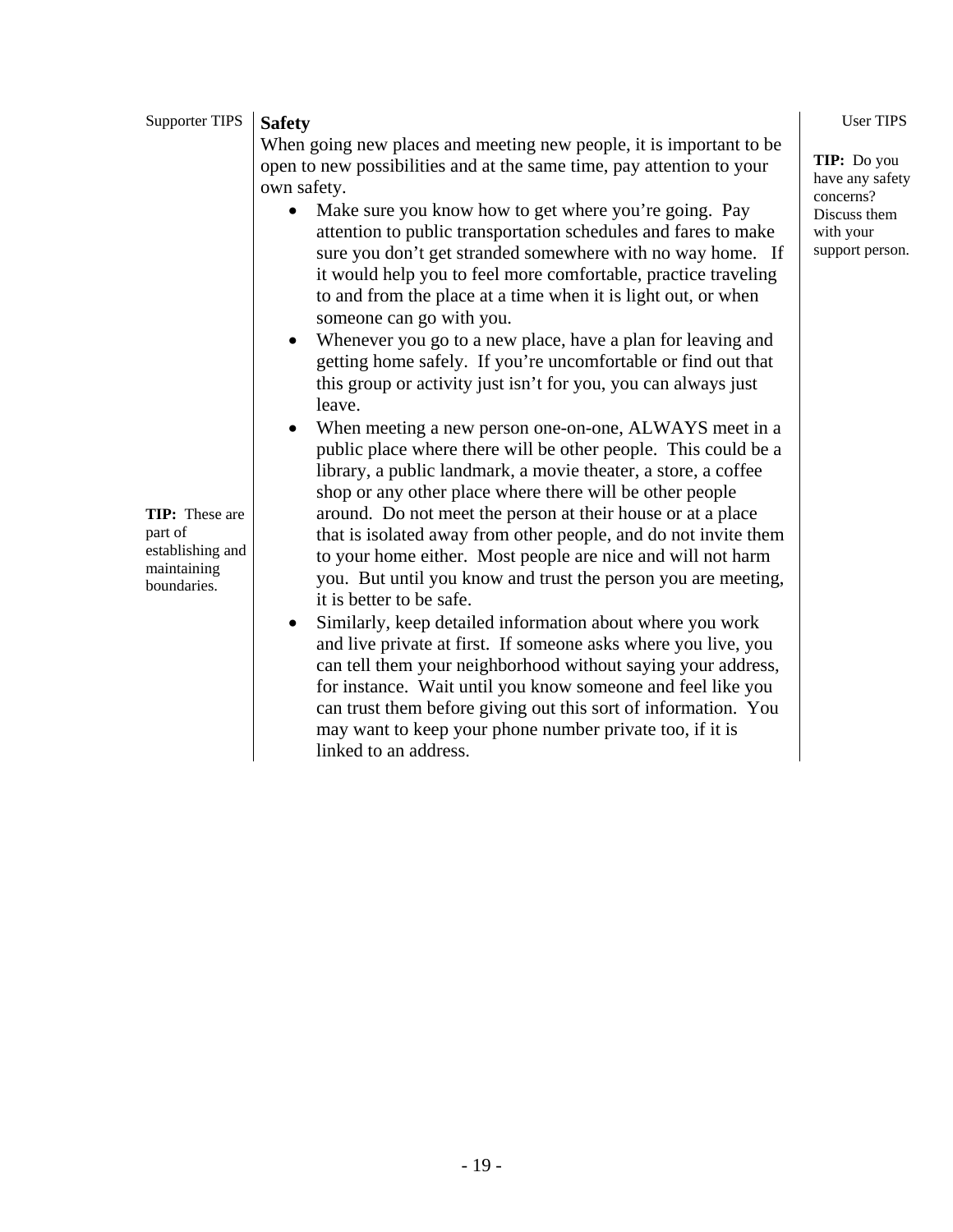Supporter TIPS

**TIP:** These are part of establishing and maintaining boundaries.

**Safety**

When going new places and meeting new people, it is important to be open to new possibilities and at the same time, pay attention to your own safety.

- Make sure you know how to get where you're going. Pay attention to public transportation schedules and fares to make sure you don't get stranded somewhere with no way home. If it would help you to feel more comfortable, practice traveling to and from the place at a time when it is light out, or when someone can go with you.
- Whenever you go to a new place, have a plan for leaving and getting home safely. If you're uncomfortable or find out that this group or activity just isn't for you, you can always just leave.
- When meeting a new person one-on-one, ALWAYS meet in a public place where there will be other people. This could be a library, a public landmark, a movie theater, a store, a coffee shop or any other place where there will be other people around. Do not meet the person at their house or at a place that is isolated away from other people, and do not invite them to your home either. Most people are nice and will not harm you. But until you know and trust the person you are meeting, it is better to be safe.
- Similarly, keep detailed information about where you work and live private at first. If someone asks where you live, you can tell them your neighborhood without saying your address, for instance. Wait until you know someone and feel like you can trust them before giving out this sort of information. You may want to keep your phone number private too, if it is linked to an address.

User TIPS

**TIP:** Do you have any safety concerns? Discuss them with your support person.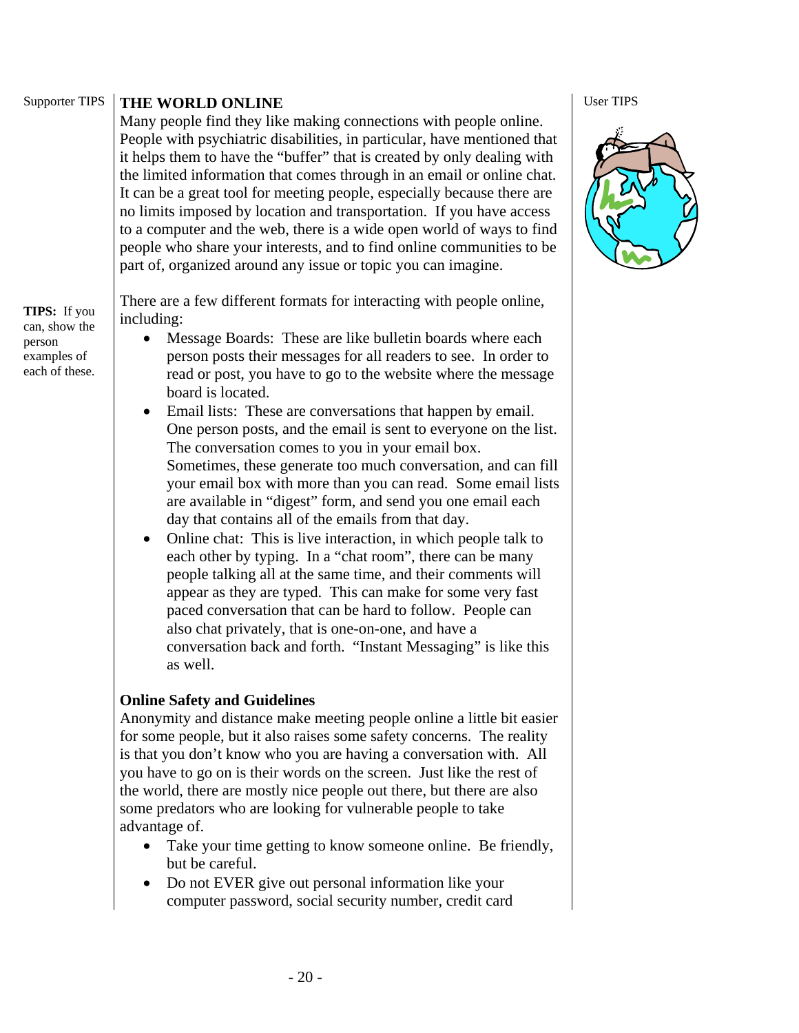Supporter TIPS

## THE WORLD ONLINE

Many people find they like making connections with people online. People with psychiatric disabilities, in particular, have mentioned that it helps them to have the "buffer" that is created by only dealing with the limited information that comes through in an email or online chat. It can be a great tool for meeting people, especially because there are no limits imposed by location and transportation. If you have access to a computer and the web, there is a wide open world of ways to find people who share your interests, and to find online communities to be part of, organized around any issue or topic you can imagine.

User TIPS

**TIPS:** If you can, show the person examples of each of these.

There are a few different formats for interacting with people online, including:

- Message Boards: These are like bulletin boards where each person posts their messages for all readers to see. In order to read or post, you have to go to the website where the message board is located.
- Email lists: These are conversations that happen by email. One person posts, and the email is sent to everyone on the list. The conversation comes to you in your email box. Sometimes, these generate too much conversation, and can fill your email box with more than you can read. Some email lists are available in "digest" form, and send you one email each day that contains all of the emails from that day.
- Online chat: This is live interaction, in which people talk to each other by typing. In a "chat room", there can be many people talking all at the same time, and their comments will appear as they are typed. This can make for some very fast paced conversation that can be hard to follow. People can also chat privately, that is one-on-one, and have a conversation back and forth. "Instant Messaging" is like this as well.

### Online Safety and Guidelines

Anonymity and distance make meeting people online a little bit easier for some people, but it also raises some safety concerns. The reality is that you don't know who you are having a conversation with. All you have to go on is their words on the screen. Just like the rest of the world, there are mostly nice people out there, but there are also some predators who are looking for vulnerable people to take advantage of.

- Take your time getting to know someone online. Be friendly, but be careful.
- Do not EVER give out personal information like your computer password, social security number, credit card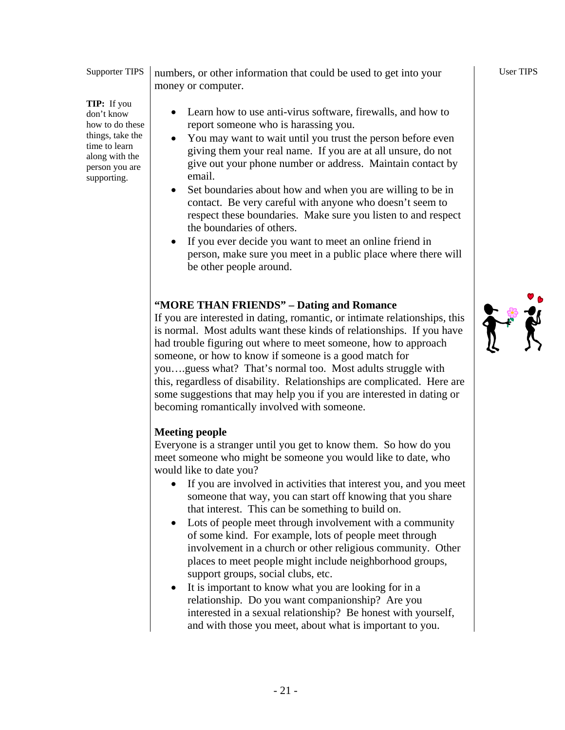numbers, or other information that could be used to get into your money or computer.

**TIP:** If you don't know how to do these things, take the time to learn along with the person you are supporting.

- Learn how to use anti-virus software, firewalls, and how to report someone who is harassing you.
- You may want to wait until you trust the person before even giving them your real name. If you are at all unsure, do not give out your phone number or address. Maintain contact by email.
- Set boundaries about how and when you are willing to be in contact. Be very careful with anyone who doesn't seem to respect these boundaries. Make sure you listen to and respect the boundaries of others.
- If you ever decide you want to meet an online friend in person, make sure you meet in a public place where there will be other people around.

## "MORE THAN FRIENDS" – Dating and Romance

If you are interested in dating, romantic, or intimate relationships, this is normal. Most adults want these kinds of relationships. If you have had trouble figuring out where to meet someone, how to approach someone, or how to know if someone is a good match for you….guess what? That's normal too. Most adults struggle with this, regardless of disability. Relationships are complicated. Here are some suggestions that may help you if you are interested in dating or becoming romantically involved with someone.

### Meeting people

Everyone is a stranger until you get to know them. So how do you meet someone who might be someone you would like to date, who would like to date you?

- If you are involved in activities that interest you, and you meet someone that way, you can start off knowing that you share that interest. This can be something to build on.
- Lots of people meet through involvement with a community of some kind. For example, lots of people meet through involvement in a church or other religious community. Other places to meet people might include neighborhood groups, support groups, social clubs, etc.
- It is important to know what you are looking for in a relationship. Do you want companionship? Are you interested in a sexual relationship? Be honest with yourself, and with those you meet, about what is important to you.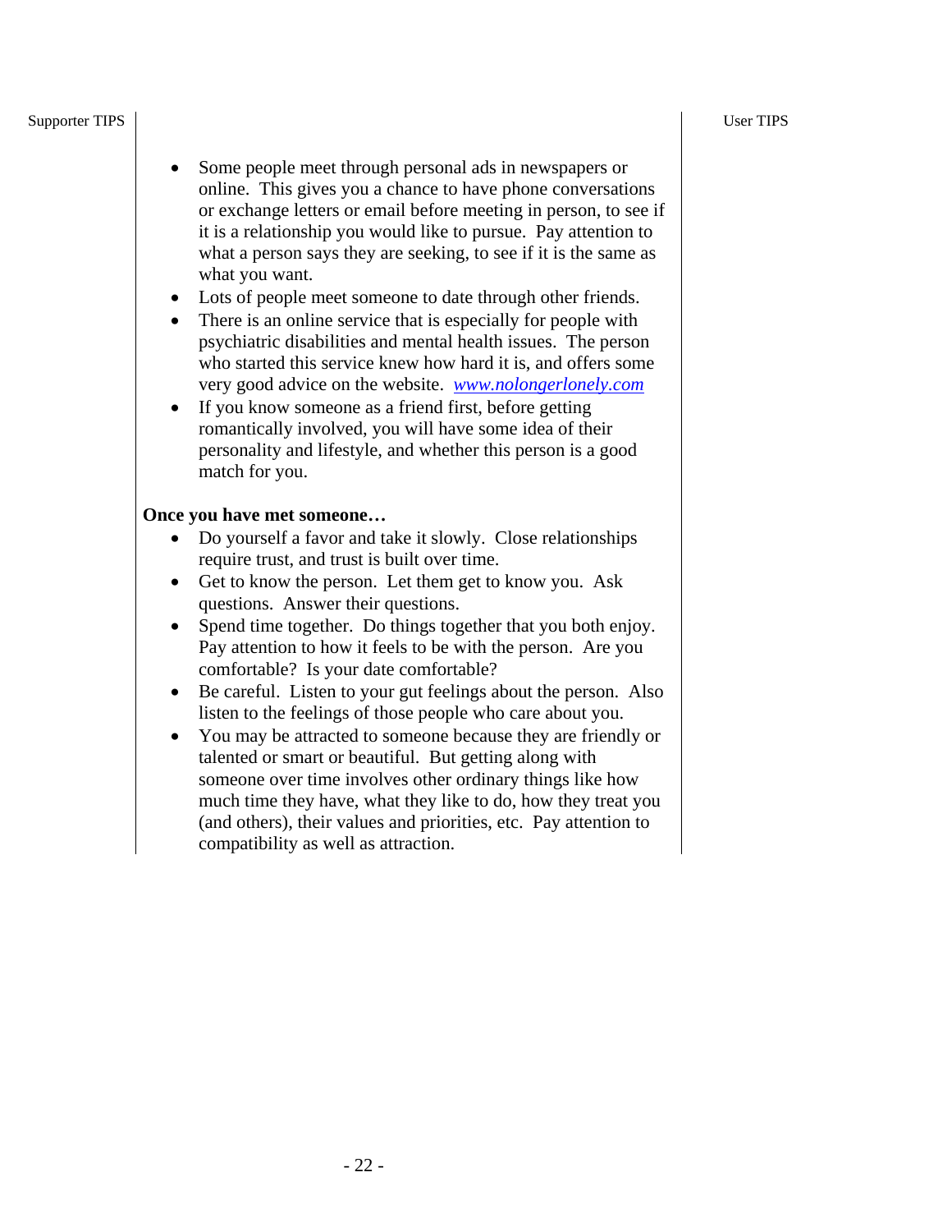- Some people meet through personal ads in newspapers or online. This gives you a chance to have phone conversations or exchange letters or email before meeting in person, to see if it is a relationship you would like to pursue. Pay attention to what a person says they are seeking, to see if it is the same as what you want.
- Lots of people meet someone to date through other friends.
- There is an online service that is especially for people with psychiatric disabilities and mental health issues. The person who started this service knew how hard it is, and offers some very good advice on the website. *www.nolongerlonely.com*
- If you know someone as a friend first, before getting romantically involved, you will have some idea of their personality and lifestyle, and whether this person is a good match for you.

**Once you have met someone…**

- Do yourself a favor and take it slowly. Close relationships require trust, and trust is built over time.
- Get to know the person. Let them get to know you. Ask questions. Answer their questions.
- Spend time together. Do things together that you both enjoy. Pay attention to how it feels to be with the person. Are you comfortable? Is your date comfortable?
- Be careful. Listen to your gut feelings about the person. Also listen to the feelings of those people who care about you.
- You may be attracted to someone because they are friendly or talented or smart or beautiful. But getting along with someone over time involves other ordinary things like how much time they have, what they like to do, how they treat you (and others), their values and priorities, etc. Pay attention to compatibility as well as attraction.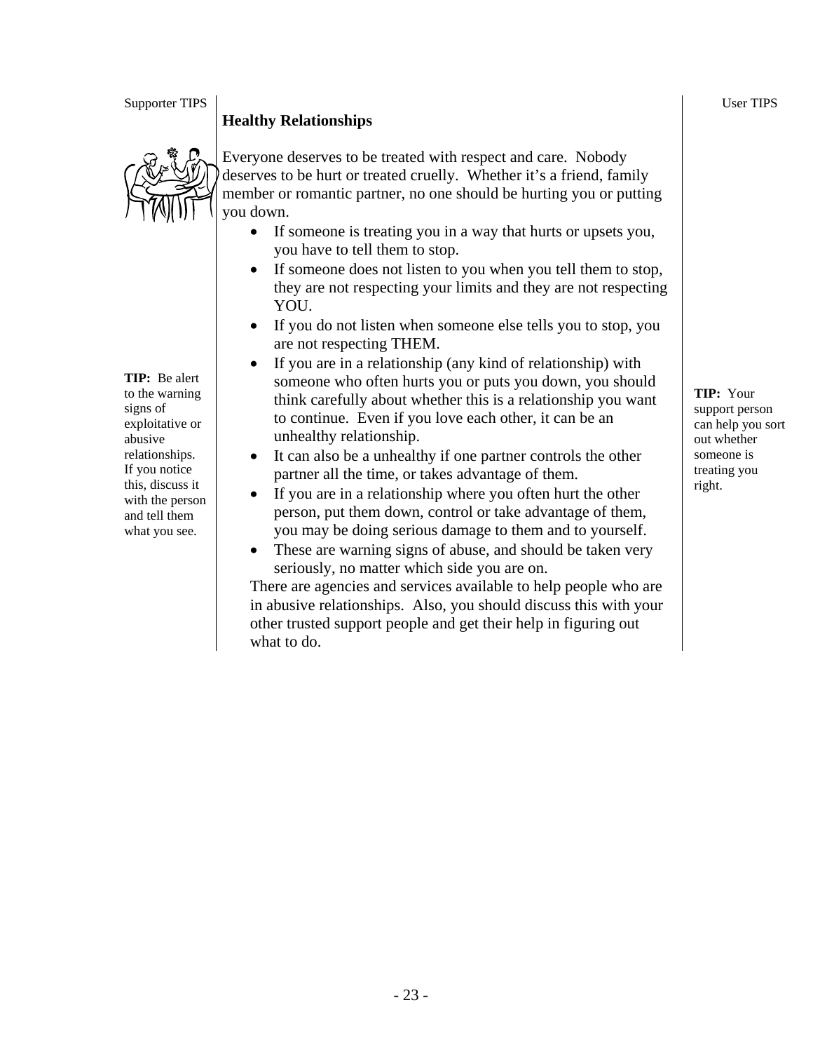Supporter TIPS

## Healthy Relationships

Everyone deserves to be treated with respect and care. Nobody deserves to be hurt or treated cruelly. Whether it's a friend, family member or romantic partner, no one should be hurting you or putting you down.

- If someone is treating you in a way that hurts or upsets you, you have to tell them to stop.
- If someone does not listen to you when you tell them to stop, they are not respecting your limits and they are not respecting YOU.
- If you do not listen when someone else tells you to stop, you are not respecting THEM.
- If you are in a relationship (any kind of relationship) with someone who often hurts you or puts you down, you should think carefully about whether this is a relationship you want to continue. Even if you love each other, it can be an unhealthy relationship.
- It can also be a unhealthy if one partner controls the other partner all the time, or takes advantage of them.
- If you are in a relationship where you often hurt the other person, put them down, control or take advantage of them, you may be doing serious damage to them and to yourself.
- These are warning signs of abuse, and should be taken very seriously, no matter which side you are on.

There are agencies and services available to help people who are in abusive relationships. Also, you should discuss this with your other trusted support people and get their help in figuring out what to do.

**TIP:** Be alert to the warning signs of exploitative or abusive relationships. If you notice this, discuss it with the person and tell them what you see.

User TIPS

**TIP:** Your support person can help you sort out whether someone is treating you right.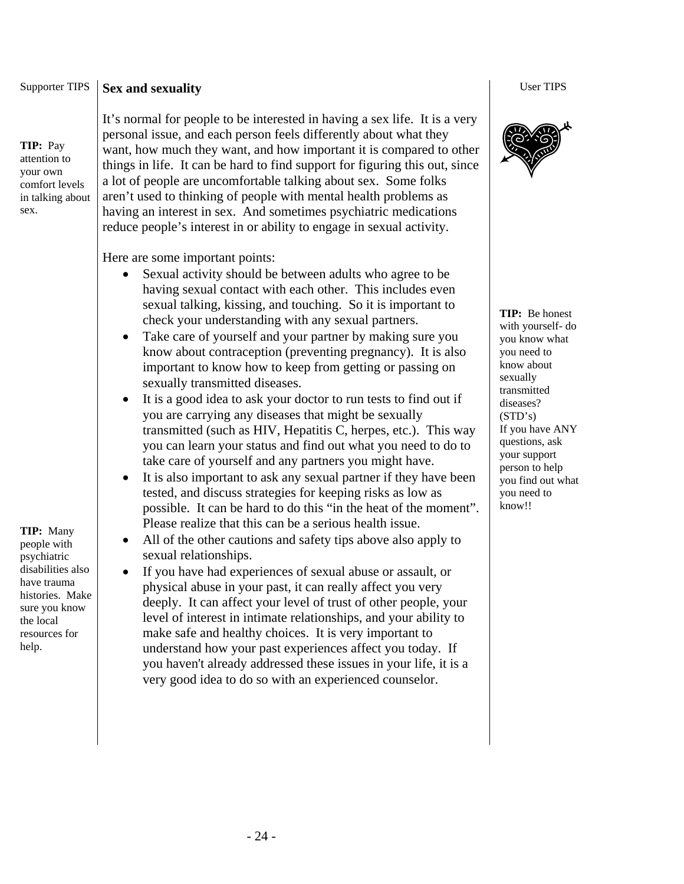Supporter TIPS

## Sex and sexuality

User TIPS

It's normal for people to be interested in having a sex life. It is a very personal issue, and each person feels differently about what they want, how much they want, and how important it is compared to other things in life. It can be hard to find support for figuring this out, since a lot of people are uncomfortable talking about sex. Some folks aren't used to thinking of people with mental health problems as having an interest in sex. And sometimes psychiatric medications reduce people's interest in or ability to engage in sexual activity.

**TIP:** Pay attention to your own comfort levels in talking about sex.

Here are some important points:

- Sexual activity should be between adults who agree to be having sexual contact with each other. This includes even sexual talking, kissing, and touching. So it is important to check your understanding with any sexual partners.
- Take care of yourself and your partner by making sure you know about contraception (preventing pregnancy). It is also important to know how to keep from getting or passing on sexually transmitted diseases.
- It is a good idea to ask your doctor to run tests to find out if you are carrying any diseases that might be sexually transmitted (such as HIV, Hepatitis C, herpes, etc.). This way you can learn your status and find out what you need to do to take care of yourself and any partners you might have.
- It is also important to ask any sexual partner if they have been tested, and discuss strategies for keeping risks as low as possible. It can be hard to do this "in the heat of the moment". Please realize that this can be a serious health issue.
- All of the other cautions and safety tips above also apply to sexual relationships.
- If you have had experiences of sexual abuse or assault, or physical abuse in your past, it can really affect you very deeply. It can affect your level of trust of other people, your level of interest in intimate relationships, and your ability to make safe and healthy choices. It is very important to understand how your past experiences affect you today. If you haven't already addressed these issues in your life, it is a very good idea to do so with an experienced counselor.

**TIP:** Be honest with yourself- do you know what you need to know about sexually transmitted diseases? (STD's) If you have ANY questions, ask your support person to help you find out what you need to know!!

**TIP:** Many people with psychiatric disabilities also have trauma histories. Make sure you know the local resources for help.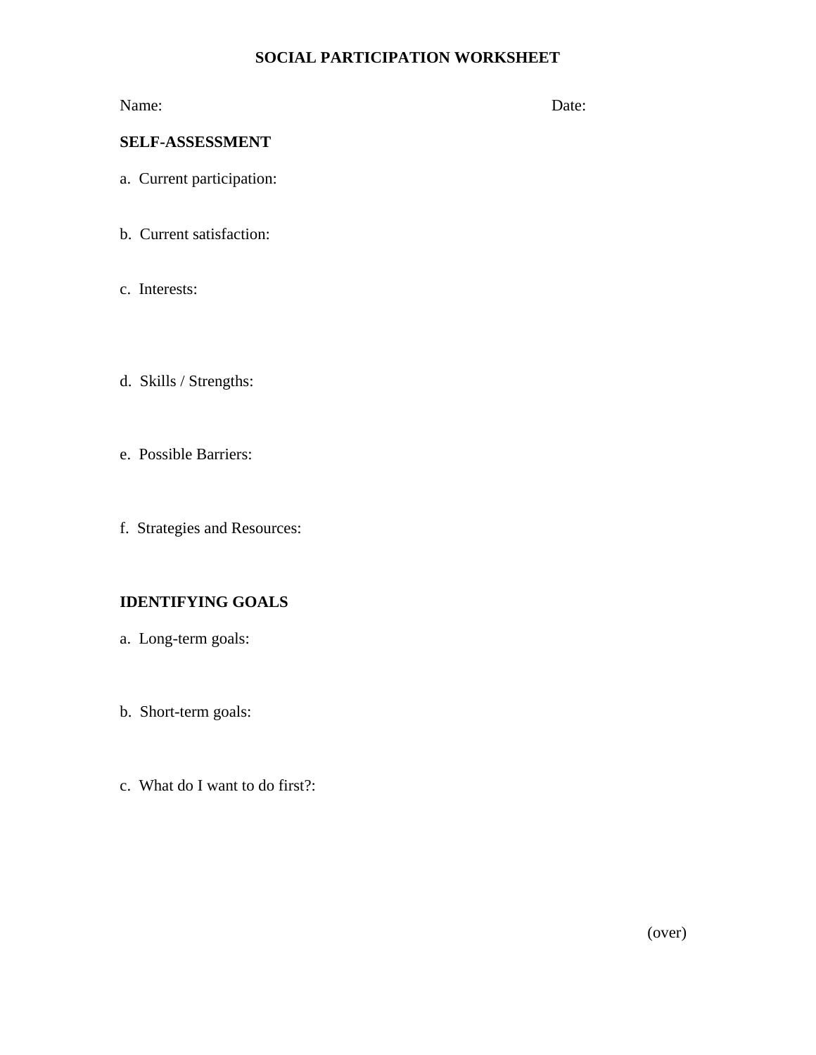# SOCIAL PARTICIPATION WORKSHEET

Name: Date:

**SELF-ASSESSMENT**

a. Current participation:

b. Current satisfaction:

c. Interests:

d. Skills / Strengths:

e. Possible Barriers:

f. Strategies and Resources:

**IDENTIFYING GOALS**

a. Long-term goals:

b. Short-term goals:

c. What do I want to do first?:

(over)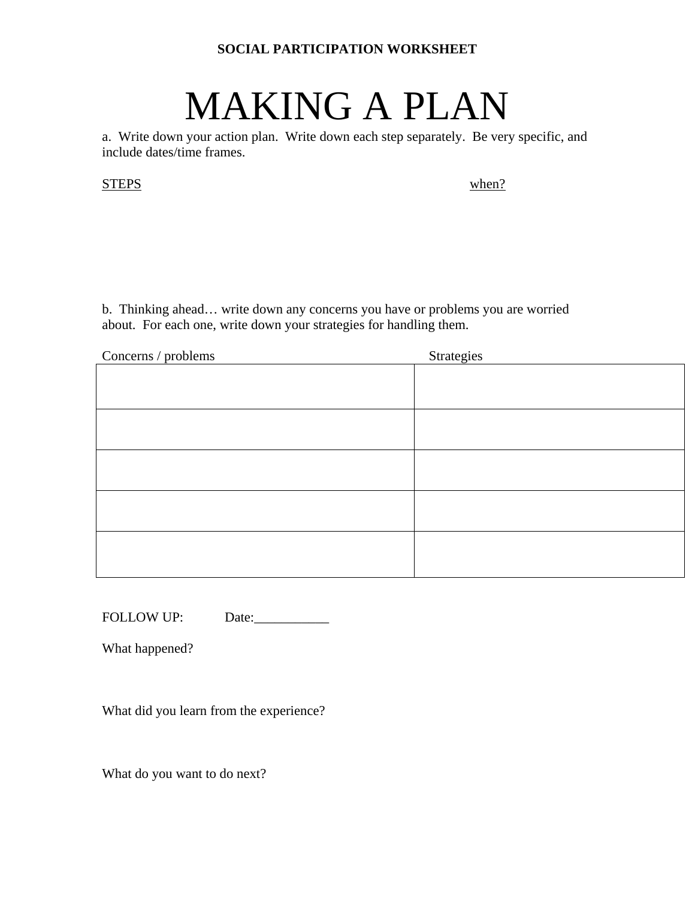**SOCIAL PARTICIPATION WORKSHEET**

# MAKING A PLAN

a. Write down your action plan. Write down each step separately. Be very specific, and include dates/time frames.

STEPS when?

b. Thinking ahead… write down any concerns you have or problems you are worried about. For each one, write down your strategies for handling them.

| Concerns / problems | Strategies |
|---|---|
| | |
| | |
| | |
| | |
| | |

FOLLOW UP: Date:___________

What happened?

What did you learn from the experience?

What do you want to do next?